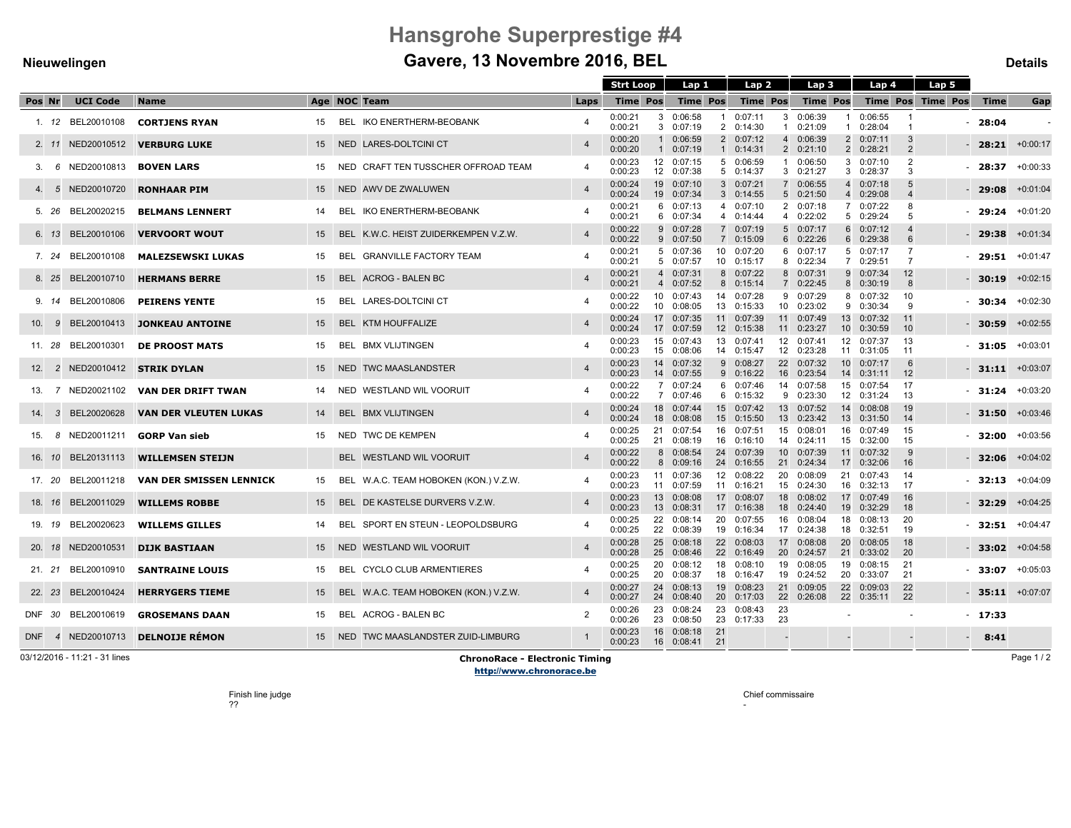# Hansgrohe Superprestige #4

## Gavere, 13 Novembre 2016, BEL

**Nieuwelingen** **Details**

| Pos | Nr | UCI Code | Name | Age | NOC | Team | Laps | Strt Loop Time | Strt Loop Pos | Lap 1 Time | Lap 1 Pos | Lap 2 Time | Lap 2 Pos | Lap 3 Time | Lap 3 Pos | Lap 4 Time | Lap 4 Pos | Lap 5 Time | Lap 5 Pos | Time | Gap |
|---|---|---|---|---|---|---|---|---|---|---|---|---|---|---|---|---|---|---|---|---|---|
| 1. | 12 | BEL20010108 | **CORTJENS RYAN** | 15 | BEL | IKO ENERTHERM-BEOBANK | 4 | 0:00:21<br>0:00:21 | 3<br>3 | 0:06:58<br>0:07:19 | 1<br>2 | 0:07:11<br>0:14:30 | 3<br>1 | 0:06:39<br>0:21:09 | 1<br>1 | 0:06:55<br>0:28:04 | 1<br>1 | | - | **28:04** | - |
| 2. | 11 | NED20010512 | **VERBURG LUKE** | 15 | NED | LARES-DOLTCINI CT | 4 | 0:00:20<br>0:00:20 | 1<br>1 | 0:06:59<br>0:07:19 | 2<br>1 | 0:07:12<br>0:14:31 | 4<br>2 | 0:06:39<br>0:21:10 | 2<br>2 | 0:07:11<br>0:28:21 | 3<br>2 | | - | **28:21** | +0:00:17 |
| 3. | 6 | NED20010813 | **BOVEN LARS** | 15 | NED | CRAFT TEN TUSSCHER OFFROAD TEAM | 4 | 0:00:23<br>0:00:23 | 12<br>12 | 0:07:15<br>0:07:38 | 5<br>5 | 0:06:59<br>0:14:37 | 1<br>3 | 0:06:50<br>0:21:27 | 3<br>3 | 0:07:10<br>0:28:37 | 2<br>3 | | - | **28:37** | +0:00:33 |
| 4. | 5 | NED20010720 | **RONHAAR PIM** | 15 | NED | AWV DE ZWALUWEN | 4 | 0:00:24<br>0:00:24 | 19<br>19 | 0:07:10<br>0:07:34 | 3<br>3 | 0:07:21<br>0:14:55 | 7<br>5 | 0:06:55<br>0:21:50 | 4<br>4 | 0:07:18<br>0:29:08 | 5<br>4 | | - | **29:08** | +0:01:04 |
| 5. | 26 | BEL20020215 | **BELMANS LENNERT** | 14 | BEL | IKO ENERTHERM-BEOBANK | 4 | 0:00:21<br>0:00:21 | 6<br>6 | 0:07:13<br>0:07:34 | 4<br>4 | 0:07:10<br>0:14:44 | 2<br>4 | 0:07:18<br>0:22:02 | 7<br>5 | 0:07:22<br>0:29:24 | 8<br>5 | | - | **29:24** | +0:01:20 |
| 6. | 13 | BEL20010106 | **VERVOORT WOUT** | 15 | BEL | K.W.C. HEIST ZUIDERKEMPEN V.Z.W. | 4 | 0:00:22<br>0:00:22 | 9<br>9 | 0:07:28<br>0:07:50 | 7<br>7 | 0:07:19<br>0:15:09 | 5<br>6 | 0:07:17<br>0:22:26 | 6<br>6 | 0:07:12<br>0:29:38 | 4<br>6 | | - | **29:38** | +0:01:34 |
| 7. | 24 | BEL20010108 | **MALEZSEWSKI LUKAS** | 15 | BEL | GRANVILLE FACTORY TEAM | 4 | 0:00:21<br>0:00:21 | 5<br>5 | 0:07:36<br>0:07:57 | 10<br>10 | 0:07:20<br>0:15:17 | 6<br>8 | 0:07:17<br>0:22:34 | 5<br>7 | 0:07:17<br>0:29:51 | 7<br>7 | | - | **29:51** | +0:01:47 |
| 8. | 25 | BEL20010710 | **HERMANS BERRE** | 15 | BEL | ACROG - BALEN BC | 4 | 0:00:21<br>0:00:21 | 4<br>4 | 0:07:31<br>0:07:52 | 8<br>8 | 0:07:22<br>0:15:14 | 8<br>7 | 0:07:31<br>0:22:45 | 9<br>8 | 0:07:34<br>0:30:19 | 12<br>8 | | - | **30:19** | +0:02:15 |
| 9. | 14 | BEL20010806 | **PEIRENS YENTE** | 15 | BEL | LARES-DOLTCINI CT | 4 | 0:00:22<br>0:00:22 | 10<br>10 | 0:07:43<br>0:08:05 | 14<br>13 | 0:07:28<br>0:15:33 | 9<br>10 | 0:07:29<br>0:23:02 | 8<br>9 | 0:07:32<br>0:30:34 | 10<br>9 | | - | **30:34** | +0:02:30 |
| 10. | 9 | BEL20010413 | **JONKEAU ANTOINE** | 15 | BEL | KTM HOUFFALIZE | 4 | 0:00:24<br>0:00:24 | 17<br>17 | 0:07:35<br>0:07:59 | 11<br>12 | 0:07:39<br>0:15:38 | 11<br>11 | 0:07:49<br>0:23:27 | 13<br>10 | 0:07:32<br>0:30:59 | 11<br>10 | | - | **30:59** | +0:02:55 |
| 11. | 28 | BEL20010301 | **DE PROOST MATS** | 15 | BEL | BMX VLIJTINGEN | 4 | 0:00:23<br>0:00:23 | 15<br>15 | 0:07:43<br>0:08:06 | 13<br>14 | 0:07:41<br>0:15:47 | 12<br>12 | 0:07:41<br>0:23:28 | 12<br>11 | 0:07:37<br>0:31:05 | 13<br>11 | | - | **31:05** | +0:03:01 |
| 12. | 2 | NED20010412 | **STRIK DYLAN** | 15 | NED | TWC MAASLANDSTER | 4 | 0:00:23<br>0:00:23 | 14<br>14 | 0:07:32<br>0:07:55 | 9<br>9 | 0:08:27<br>0:16:22 | 22<br>16 | 0:07:32<br>0:23:54 | 10<br>14 | 0:07:17<br>0:31:11 | 6<br>12 | | - | **31:11** | +0:03:07 |
| 13. | 7 | NED20021102 | **VAN DER DRIFT TWAN** | 14 | NED | WESTLAND WIL VOORUIT | 4 | 0:00:22<br>0:00:22 | 7<br>7 | 0:07:24<br>0:07:46 | 6<br>6 | 0:07:46<br>0:15:32 | 14<br>9 | 0:07:58<br>0:23:30 | 15<br>12 | 0:07:54<br>0:31:24 | 17<br>13 | | - | **31:24** | +0:03:20 |
| 14. | 3 | BEL20020628 | **VAN DER VLEUTEN LUKAS** | 14 | BEL | BMX VLIJTINGEN | 4 | 0:00:24<br>0:00:24 | 18<br>18 | 0:07:44<br>0:08:08 | 15<br>15 | 0:07:42<br>0:15:50 | 13<br>13 | 0:07:52<br>0:23:42 | 14<br>13 | 0:08:08<br>0:31:50 | 19<br>14 | | - | **31:50** | +0:03:46 |
| 15. | 8 | NED20011211 | **GORP Van sieb** | 15 | NED | TWC DE KEMPEN | 4 | 0:00:25<br>0:00:25 | 21<br>21 | 0:07:54<br>0:08:19 | 16<br>16 | 0:07:51<br>0:16:10 | 15<br>14 | 0:08:01<br>0:24:11 | 16<br>15 | 0:07:49<br>0:32:00 | 15<br>15 | | - | **32:00** | +0:03:56 |
| 16. | 10 | BEL20131113 | **WILLEMSEN STEIJN** | | BEL | WESTLAND WIL VOORUIT | 4 | 0:00:22<br>0:00:22 | 8<br>8 | 0:08:54<br>0:09:16 | 24<br>24 | 0:07:39<br>0:16:55 | 10<br>21 | 0:07:39<br>0:24:34 | 11<br>17 | 0:07:32<br>0:32:06 | 9<br>16 | | - | **32:06** | +0:04:02 |
| 17. | 20 | BEL20011218 | **VAN DER SMISSEN LENNICK** | 15 | BEL | W.A.C. TEAM HOBOKEN (KON.) V.Z.W. | 4 | 0:00:23<br>0:00:23 | 11<br>11 | 0:07:36<br>0:07:59 | 12<br>11 | 0:08:22<br>0:16:21 | 20<br>15 | 0:08:09<br>0:24:30 | 21<br>16 | 0:07:43<br>0:32:13 | 14<br>17 | | - | **32:13** | +0:04:09 |
| 18. | 16 | BEL20011029 | **WILLEMS ROBBE** | 15 | BEL | DE KASTELSE DURVERS V.Z.W. | 4 | 0:00:23<br>0:00:23 | 13<br>13 | 0:08:08<br>0:08:31 | 17<br>17 | 0:08:07<br>0:16:38 | 18<br>18 | 0:08:02<br>0:24:40 | 17<br>19 | 0:07:49<br>0:32:29 | 16<br>18 | | - | **32:29** | +0:04:25 |
| 19. | 19 | BEL20020623 | **WILLEMS GILLES** | 14 | BEL | SPORT EN STEUN - LEOPOLDSBURG | 4 | 0:00:25<br>0:00:25 | 22<br>22 | 0:08:14<br>0:08:39 | 20<br>19 | 0:07:55<br>0:16:34 | 16<br>17 | 0:08:04<br>0:24:38 | 18<br>18 | 0:08:13<br>0:32:51 | 20<br>19 | | - | **32:51** | +0:04:47 |
| 20. | 18 | NED20010531 | **DIJK BASTIAAN** | 15 | NED | WESTLAND WIL VOORUIT | 4 | 0:00:28<br>0:00:28 | 25<br>25 | 0:08:18<br>0:08:46 | 22<br>22 | 0:08:03<br>0:16:49 | 17<br>20 | 0:08:08<br>0:24:57 | 20<br>21 | 0:08:05<br>0:33:02 | 18<br>20 | | - | **33:02** | +0:04:58 |
| 21. | 21 | BEL20010910 | **SANTRAINE LOUIS** | 15 | BEL | CYCLO CLUB ARMENTIERES | 4 | 0:00:25<br>0:00:25 | 20<br>20 | 0:08:12<br>0:08:37 | 18<br>18 | 0:08:10<br>0:16:47 | 19<br>19 | 0:08:05<br>0:24:52 | 19<br>20 | 0:08:15<br>0:33:07 | 21<br>21 | | - | **33:07** | +0:05:03 |
| 22. | 23 | BEL20010424 | **HERRYGERS TIEME** | 15 | BEL | W.A.C. TEAM HOBOKEN (KON.) V.Z.W. | 4 | 0:00:27<br>0:00:27 | 24<br>24 | 0:08:13<br>0:08:40 | 19<br>20 | 0:08:23<br>0:17:03 | 21<br>22 | 0:09:05<br>0:26:08 | 22<br>22 | 0:09:03<br>0:35:11 | 22<br>22 | | - | **35:11** | +0:07:07 |
| DNF | 30 | BEL20010619 | **GROSEMANS DAAN** | 15 | BEL | ACROG - BALEN BC | 2 | 0:00:26<br>0:00:26 | 23<br>23 | 0:08:24<br>0:08:50 | 23<br>23 | 0:08:43<br>0:17:33 | 23<br>23 | | - | | - | | - | **17:33** | |
| DNF | 4 | NED20010713 | **DELNOIJE RÉMON** | 15 | NED | TWC MAASLANDSTER ZUID-LIMBURG | 1 | 0:00:23<br>0:00:23 | 16<br>16 | 0:08:18<br>0:08:41 | 21<br>21 | | - | | - | | - | | - | **8:41** | |

03/12/2016 - 11:21 - 31 lines

**ChronoRace - Electronic Timing**
http://www.chronorace.be

Finish line judge
??

Chief commissaire
-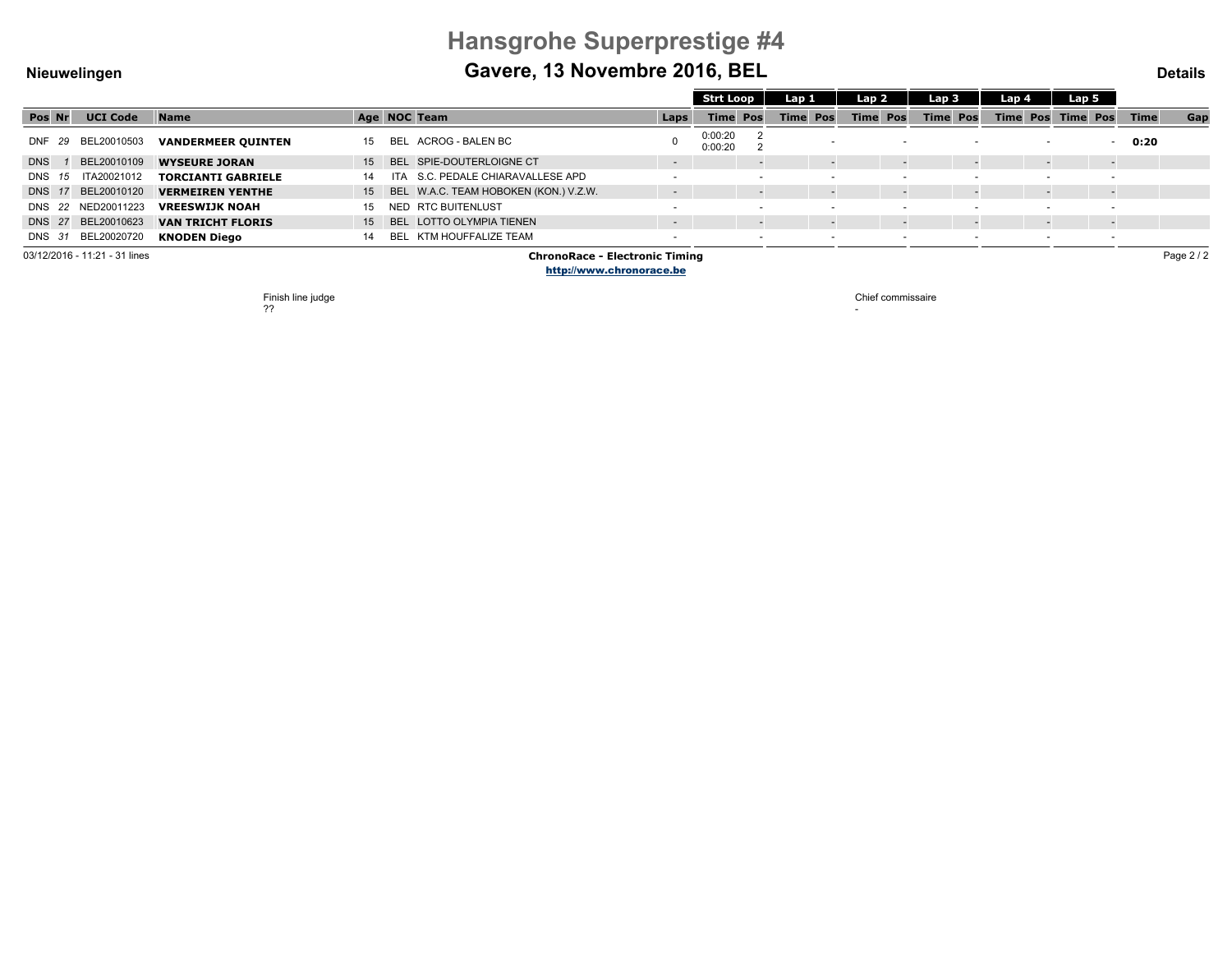# Hansgrohe Superprestige #4

## Gavere, 13 Novembre 2016, BEL

**Nieuwelingen** — **Details**

| | | | | | | | | Strt Loop | | Lap 1 | | Lap 2 | | Lap 3 | | Lap 4 | | Lap 5 | | | |
|---|---|---|---|---|---|---|---|---|---|---|---|---|---|---|---|---|---|---|---|---|---|
| Pos | Nr | UCI Code | Name | Age | NOC | Team | Laps | Time | Pos | Time | Pos | Time | Pos | Time | Pos | Time | Pos | Time | Pos | Time | Gap |
| DNF | 29 | BEL20010503 | **VANDERMEER QUINTEN** | 15 | BEL | ACROG - BALEN BC | 0 | 0:00:20 0:00:20 | 2 2 | | - | | - | | - | | - | | - | **0:20** | |
| DNS | 1 | BEL20010109 | **WYSEURE JORAN** | 15 | BEL | SPIE-DOUTERLOIGNE CT | - | | - | | - | | - | | - | | - | | - | | |
| DNS | 15 | ITA20021012 | **TORCIANTI GABRIELE** | 14 | ITA | S.C. PEDALE CHIARAVALLESE APD | - | | - | | - | | - | | - | | - | | - | | |
| DNS | 17 | BEL20010120 | **VERMEIREN YENTHE** | 15 | BEL | W.A.C. TEAM HOBOKEN (KON.) V.Z.W. | - | | - | | - | | - | | - | | - | | - | | |
| DNS | 22 | NED20011223 | **VREESWIJK NOAH** | 15 | NED | RTC BUITENLUST | - | | - | | - | | - | | - | | - | | - | | |
| DNS | 27 | BEL20010623 | **VAN TRICHT FLORIS** | 15 | BEL | LOTTO OLYMPIA TIENEN | - | | - | | - | | - | | - | | - | | - | | |
| DNS | 31 | BEL20020720 | **KNODEN Diego** | 14 | BEL | KTM HOUFFALIZE TEAM | - | | - | | - | | - | | - | | - | | - | | |

03/12/2016 - 11:21 - 31 lines

**ChronoRace - Electronic Timing**
http://www.chronorace.be

Finish line judge
??

Chief commissaire
-